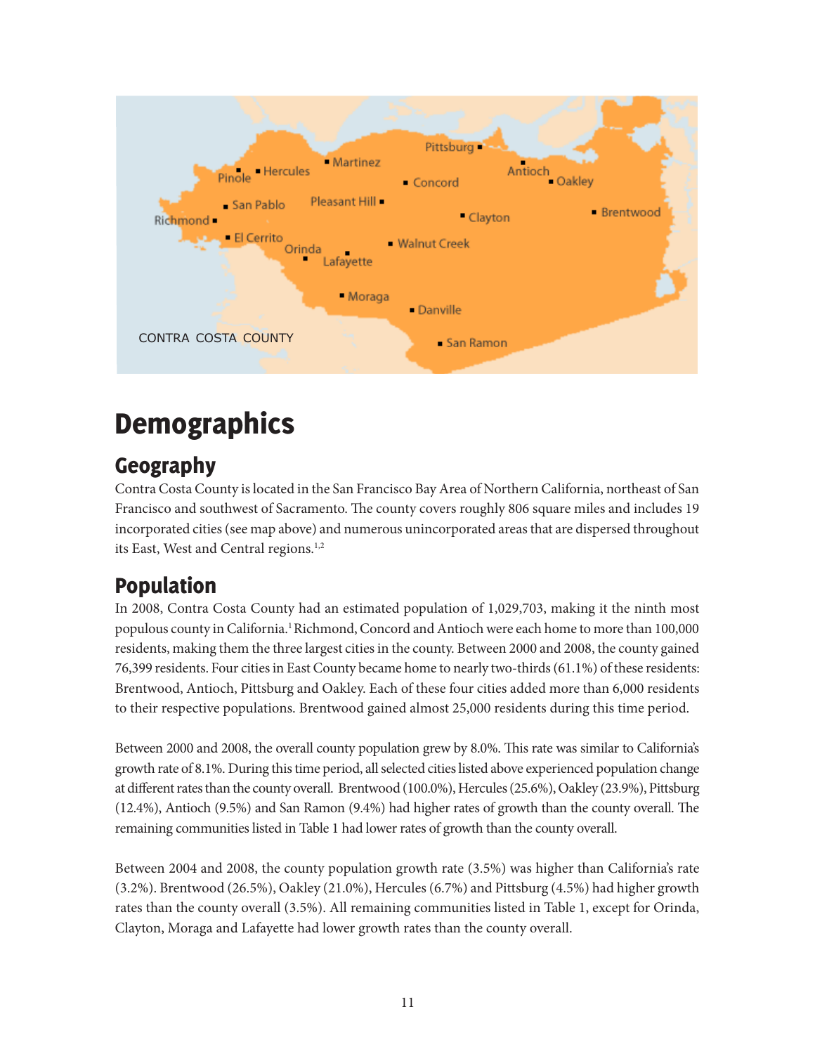# Demographics

## Geography

Contra Costa County is located in the San Francisco Bay Area of Northern California, northeast of San Francisco and southwest of Sacramento. The county covers roughly 806 square miles and includes 19 incorporated cities (see map above) and numerous unincorporated areas that are dispersed throughout its East, West and Central regions.[1,2]

## Population

In 2008, Contra Costa County had an estimated population of 1,029,703, making it the ninth most populous county in California.[1] Richmond, Concord and Antioch were each home to more than 100,000 residents, making them the three largest cities in the county. Between 2000 and 2008, the county gained 76,399 residents. Four cities in East County became home to nearly two-thirds (61.1%) of these residents: Brentwood, Antioch, Pittsburg and Oakley. Each of these four cities added more than 6,000 residents to their respective populations. Brentwood gained almost 25,000 residents during this time period.

Between 2000 and 2008, the overall county population grew by 8.0%. This rate was similar to California's growth rate of 8.1%. During this time period, all selected cities listed above experienced population change at different rates than the county overall. Brentwood (100.0%), Hercules (25.6%), Oakley (23.9%), Pittsburg (12.4%), Antioch (9.5%) and San Ramon (9.4%) had higher rates of growth than the county overall. The remaining communities listed in Table 1 had lower rates of growth than the county overall.

Between 2004 and 2008, the county population growth rate (3.5%) was higher than California's rate (3.2%). Brentwood (26.5%), Oakley (21.0%), Hercules (6.7%) and Pittsburg (4.5%) had higher growth rates than the county overall (3.5%). All remaining communities listed in Table 1, except for Orinda, Clayton, Moraga and Lafayette had lower growth rates than the county overall.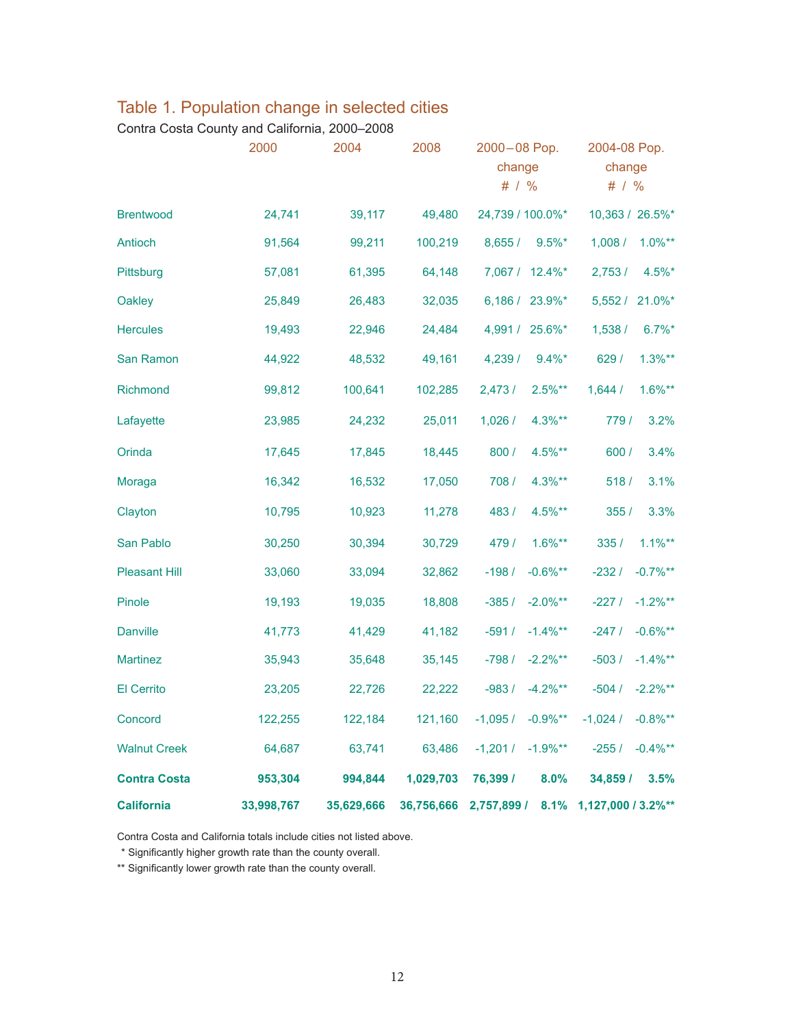## Table 1. Population change in selected cities

Contra Costa County and California, 2000–2008

| | 2000 | 2004 | 2008 | 2000–08 Pop. change # / % | 2004-08 Pop. change # / % |
|---|---|---|---|---|---|
| Brentwood | 24,741 | 39,117 | 49,480 | 24,739 / 100.0%* | 10,363 / 26.5%* |
| Antioch | 91,564 | 99,211 | 100,219 | 8,655 / 9.5%* | 1,008 / 1.0%** |
| Pittsburg | 57,081 | 61,395 | 64,148 | 7,067 / 12.4%* | 2,753 / 4.5%* |
| Oakley | 25,849 | 26,483 | 32,035 | 6,186 / 23.9%* | 5,552 / 21.0%* |
| Hercules | 19,493 | 22,946 | 24,484 | 4,991 / 25.6%* | 1,538 / 6.7%* |
| San Ramon | 44,922 | 48,532 | 49,161 | 4,239 / 9.4%* | 629 / 1.3%** |
| Richmond | 99,812 | 100,641 | 102,285 | 2,473 / 2.5%** | 1,644 / 1.6%** |
| Lafayette | 23,985 | 24,232 | 25,011 | 1,026 / 4.3%** | 779 / 3.2% |
| Orinda | 17,645 | 17,845 | 18,445 | 800 / 4.5%** | 600 / 3.4% |
| Moraga | 16,342 | 16,532 | 17,050 | 708 / 4.3%** | 518 / 3.1% |
| Clayton | 10,795 | 10,923 | 11,278 | 483 / 4.5%** | 355 / 3.3% |
| San Pablo | 30,250 | 30,394 | 30,729 | 479 / 1.6%** | 335 / 1.1%** |
| Pleasant Hill | 33,060 | 33,094 | 32,862 | -198 / -0.6%** | -232 / -0.7%** |
| Pinole | 19,193 | 19,035 | 18,808 | -385 / -2.0%** | -227 / -1.2%** |
| Danville | 41,773 | 41,429 | 41,182 | -591 / -1.4%** | -247 / -0.6%** |
| Martinez | 35,943 | 35,648 | 35,145 | -798 / -2.2%** | -503 / -1.4%** |
| El Cerrito | 23,205 | 22,726 | 22,222 | -983 / -4.2%** | -504 / -2.2%** |
| Concord | 122,255 | 122,184 | 121,160 | -1,095 / -0.9%** | -1,024 / -0.8%** |
| Walnut Creek | 64,687 | 63,741 | 63,486 | -1,201 / -1.9%** | -255 / -0.4%** |
| **Contra Costa** | **953,304** | **994,844** | **1,029,703** | **76,399 / 8.0%** | **34,859 / 3.5%** |
| **California** | **33,998,767** | **35,629,666** | **36,756,666** | **2,757,899 / 8.1%** | **1,127,000 / 3.2%**** |

Contra Costa and California totals include cities not listed above.

\* Significantly higher growth rate than the county overall.

** Significantly lower growth rate than the county overall.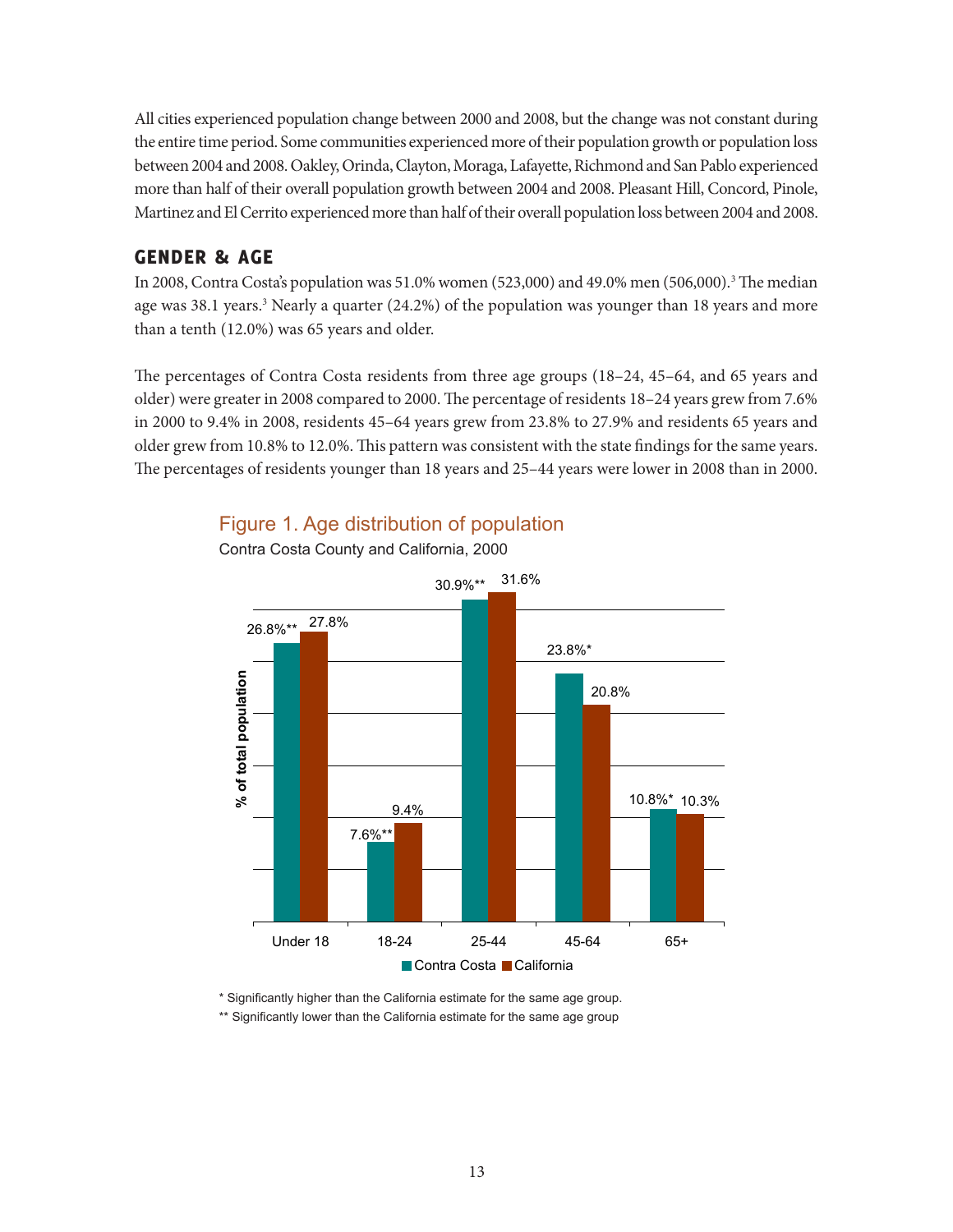All cities experienced population change between 2000 and 2008, but the change was not constant during the entire time period. Some communities experienced more of their population growth or population loss between 2004 and 2008. Oakley, Orinda, Clayton, Moraga, Lafayette, Richmond and San Pablo experienced more than half of their overall population growth between 2004 and 2008. Pleasant Hill, Concord, Pinole, Martinez and El Cerrito experienced more than half of their overall population loss between 2004 and 2008.

## GENDER & AGE

In 2008, Contra Costa's population was 51.0% women (523,000) and 49.0% men (506,000).[3] The median age was 38.1 years.[3] Nearly a quarter (24.2%) of the population was younger than 18 years and more than a tenth (12.0%) was 65 years and older.

The percentages of Contra Costa residents from three age groups (18–24, 45–64, and 65 years and older) were greater in 2008 compared to 2000. The percentage of residents 18–24 years grew from 7.6% in 2000 to 9.4% in 2008, residents 45–64 years grew from 23.8% to 27.9% and residents 65 years and older grew from 10.8% to 12.0%. This pattern was consistent with the state findings for the same years. The percentages of residents younger than 18 years and 25–44 years were lower in 2008 than in 2000.

### Figure 1. Age distribution of population

Contra Costa County and California, 2000

| Age group | Contra Costa | California |
|---|---|---|
| Under 18 | 26.8%** | 27.8% |
| 18-24 | 7.6%** | 9.4% |
| 25-44 | 30.9%** | 31.6% |
| 45-64 | 23.8%* | 20.8% |
| 65+ | 10.8%* | 10.3% |

\* Significantly higher than the California estimate for the same age group.

\*\* Significantly lower than the California estimate for the same age group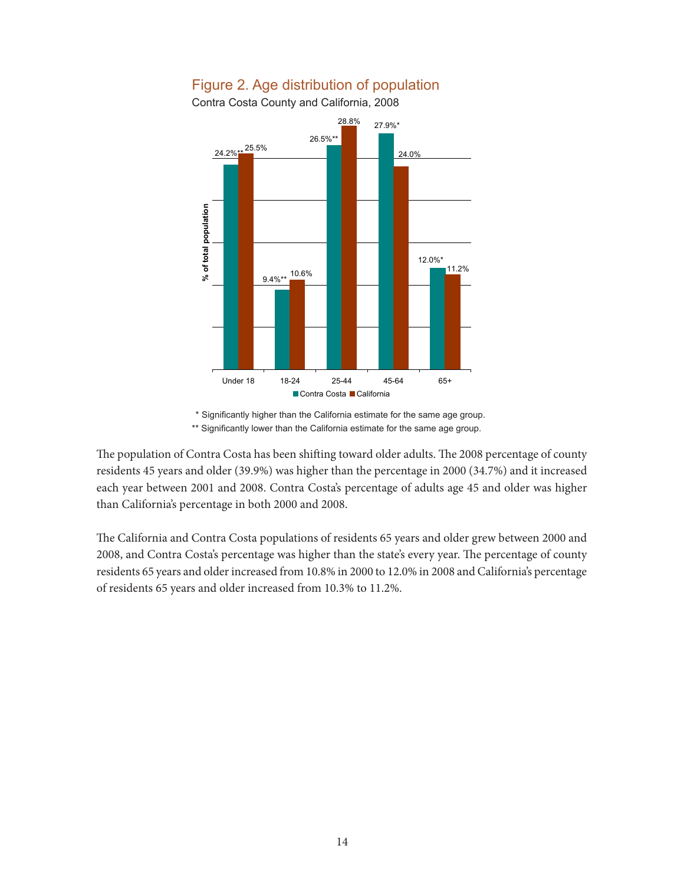## Figure 2. Age distribution of population

Contra Costa County and California, 2008

| Age group | Contra Costa | California |
|---|---|---|
| Under 18 | 24.2%** | 25.5% |
| 18-24 | 9.4%** | 10.6% |
| 25-44 | 26.5%** | 28.8% |
| 45-64 | 27.9%* | 24.0% |
| 65+ | 12.0%* | 11.2% |

\* Significantly higher than the California estimate for the same age group.

** Significantly lower than the California estimate for the same age group.

The population of Contra Costa has been shifting toward older adults. The 2008 percentage of county residents 45 years and older (39.9%) was higher than the percentage in 2000 (34.7%) and it increased each year between 2001 and 2008. Contra Costa's percentage of adults age 45 and older was higher than California's percentage in both 2000 and 2008.

The California and Contra Costa populations of residents 65 years and older grew between 2000 and 2008, and Contra Costa's percentage was higher than the state's every year. The percentage of county residents 65 years and older increased from 10.8% in 2000 to 12.0% in 2008 and California's percentage of residents 65 years and older increased from 10.3% to 11.2%.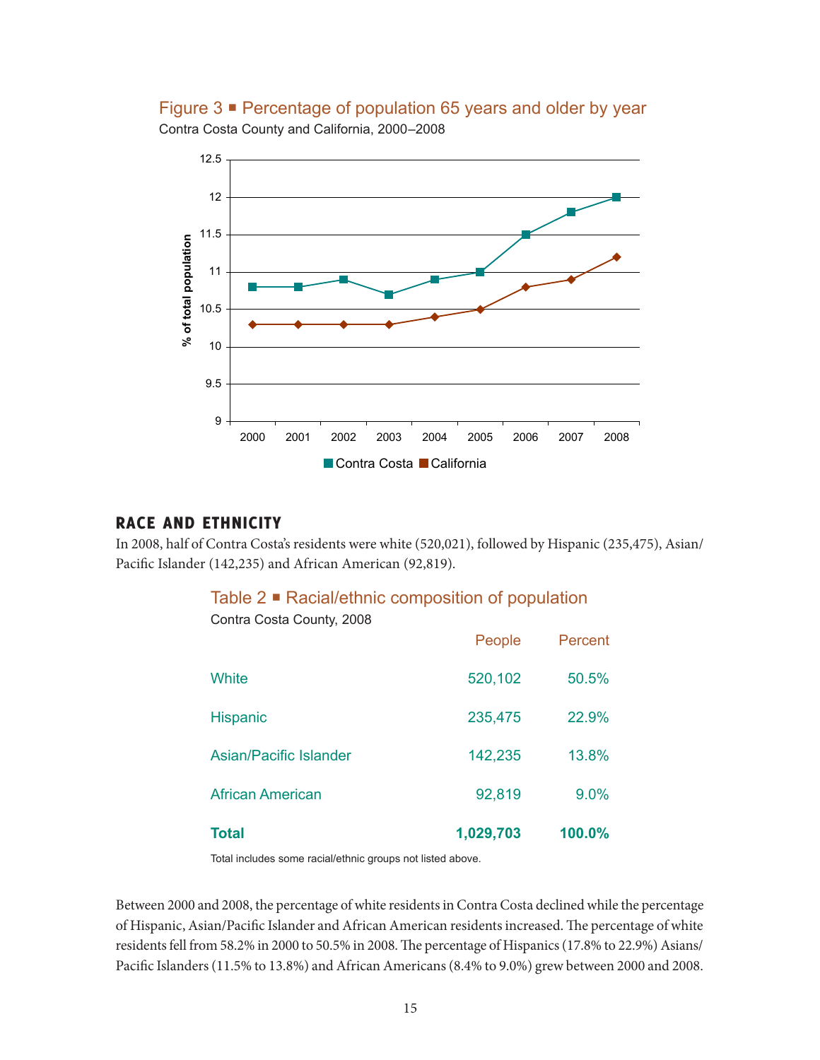## Figure 3 ▪ Percentage of population 65 years and older by year

Contra Costa County and California, 2000–2008

| Year | Contra Costa | California |
|---|---|---|
| 2000 | 10.8 | 10.3 |
| 2001 | 10.8 | 10.3 |
| 2002 | 10.9 | 10.3 |
| 2003 | 10.7 | 10.3 |
| 2004 | 10.9 | 10.4 |
| 2005 | 11.0 | 10.5 |
| 2006 | 11.5 | 10.8 |
| 2007 | 11.8 | 10.9 |
| 2008 | 12.0 | 11.2 |

## RACE AND ETHNICITY

In 2008, half of Contra Costa's residents were white (520,021), followed by Hispanic (235,475), Asian/Pacific Islander (142,235) and African American (92,819).

### Table 2 ▪ Racial/ethnic composition of population

Contra Costa County, 2008

| | People | Percent |
|---|---|---|
| White | 520,102 | 50.5% |
| Hispanic | 235,475 | 22.9% |
| Asian/Pacific Islander | 142,235 | 13.8% |
| African American | 92,819 | 9.0% |
| **Total** | **1,029,703** | **100.0%** |

Total includes some racial/ethnic groups not listed above.

Between 2000 and 2008, the percentage of white residents in Contra Costa declined while the percentage of Hispanic, Asian/Pacific Islander and African American residents increased. The percentage of white residents fell from 58.2% in 2000 to 50.5% in 2008. The percentage of Hispanics (17.8% to 22.9%) Asians/Pacific Islanders (11.5% to 13.8%) and African Americans (8.4% to 9.0%) grew between 2000 and 2008.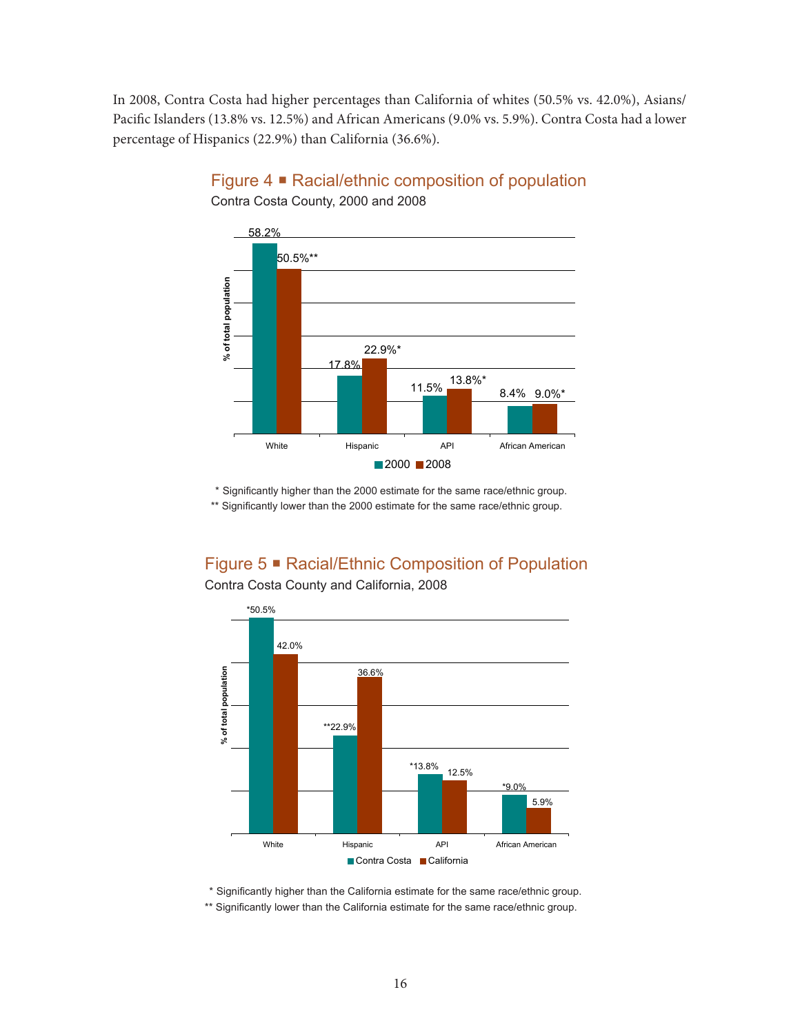In 2008, Contra Costa had higher percentages than California of whites (50.5% vs. 42.0%), Asians/ Pacific Islanders (13.8% vs. 12.5%) and African Americans (9.0% vs. 5.9%). Contra Costa had a lower percentage of Hispanics (22.9%) than California (36.6%).

## Figure 4 ▪ Racial/ethnic composition of population

Contra Costa County, 2000 and 2008

| | 2000 | 2008 |
|---|---|---|
| White | 58.2% | 50.5%** |
| Hispanic | 17.8% | 22.9%* |
| API | 11.5% | 13.8%* |
| African American | 8.4% | 9.0%* |

\* Significantly higher than the 2000 estimate for the same race/ethnic group.

** Significantly lower than the 2000 estimate for the same race/ethnic group.

## Figure 5 ▪ Racial/Ethnic Composition of Population

Contra Costa County and California, 2008

| | Contra Costa | California |
|---|---|---|
| White | *50.5% | 42.0% |
| Hispanic | **22.9% | 36.6% |
| API | *13.8% | 12.5% |
| African American | *9.0% | 5.9% |

\* Significantly higher than the California estimate for the same race/ethnic group.

** Significantly lower than the California estimate for the same race/ethnic group.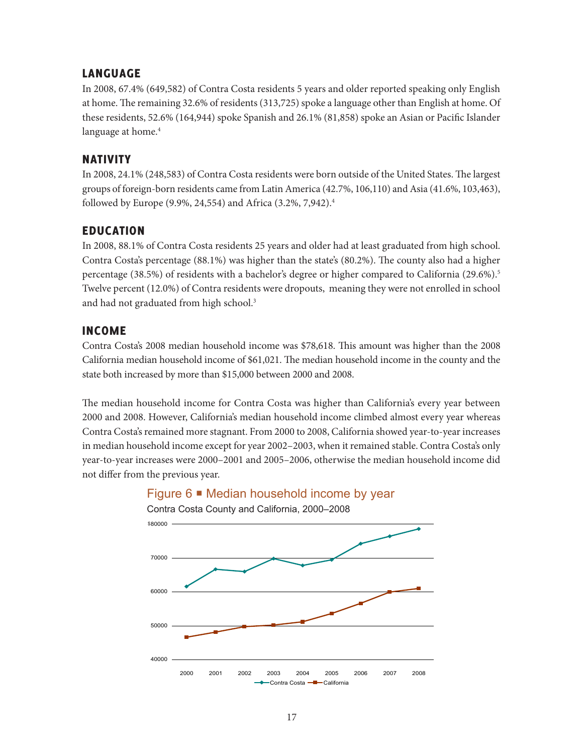## LANGUAGE

In 2008, 67.4% (649,582) of Contra Costa residents 5 years and older reported speaking only English at home. The remaining 32.6% of residents (313,725) spoke a language other than English at home. Of these residents, 52.6% (164,944) spoke Spanish and 26.1% (81,858) spoke an Asian or Pacific Islander language at home.[4]

## NATIVITY

In 2008, 24.1% (248,583) of Contra Costa residents were born outside of the United States. The largest groups of foreign-born residents came from Latin America (42.7%, 106,110) and Asia (41.6%, 103,463), followed by Europe (9.9%, 24,554) and Africa (3.2%, 7,942).[4]

## EDUCATION

In 2008, 88.1% of Contra Costa residents 25 years and older had at least graduated from high school. Contra Costa's percentage (88.1%) was higher than the state's (80.2%). The county also had a higher percentage (38.5%) of residents with a bachelor's degree or higher compared to California (29.6%).[5] Twelve percent (12.0%) of Contra residents were dropouts, meaning they were not enrolled in school and had not graduated from high school.[3]

## INCOME

Contra Costa's 2008 median household income was $78,618. This amount was higher than the 2008 California median household income of $61,021. The median household income in the county and the state both increased by more than $15,000 between 2000 and 2008.

The median household income for Contra Costa was higher than California's every year between 2000 and 2008. However, California's median household income climbed almost every year whereas Contra Costa's remained more stagnant. From 2000 to 2008, California showed year-to-year increases in median household income except for year 2002–2003, when it remained stable. Contra Costa's only year-to-year increases were 2000–2001 and 2005–2006, otherwise the median household income did not differ from the previous year.

Figure 6 ■ Median household income by year

Contra Costa County and California, 2000–2008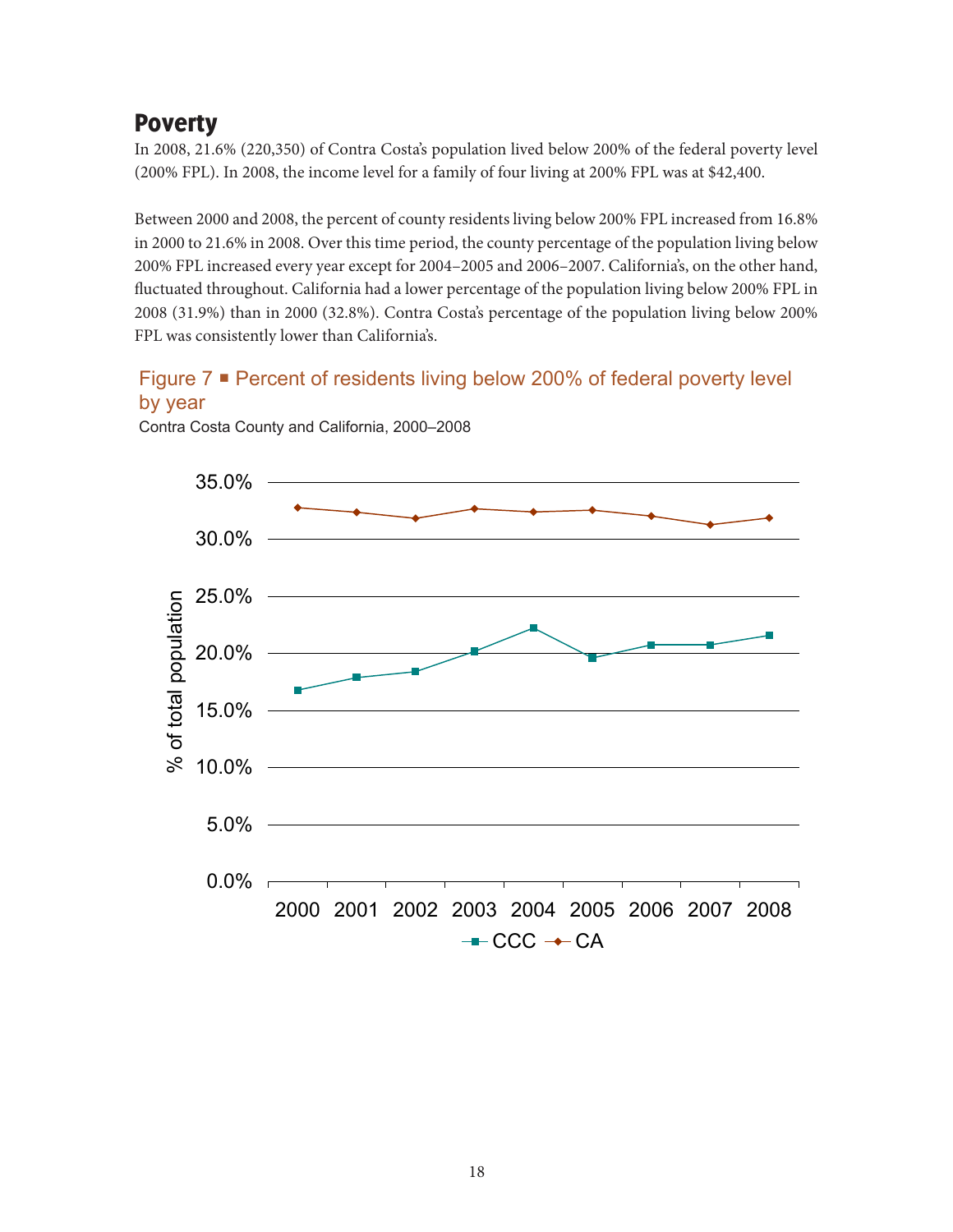## Poverty

In 2008, 21.6% (220,350) of Contra Costa's population lived below 200% of the federal poverty level (200% FPL). In 2008, the income level for a family of four living at 200% FPL was at $42,400.

Between 2000 and 2008, the percent of county residents living below 200% FPL increased from 16.8% in 2000 to 21.6% in 2008. Over this time period, the county percentage of the population living below 200% FPL increased every year except for 2004–2005 and 2006–2007. California's, on the other hand, fluctuated throughout. California had a lower percentage of the population living below 200% FPL in 2008 (31.9%) than in 2000 (32.8%). Contra Costa's percentage of the population living below 200% FPL was consistently lower than California's.

### Figure 7 ▪ Percent of residents living below 200% of federal poverty level by year

Contra Costa County and California, 2000–2008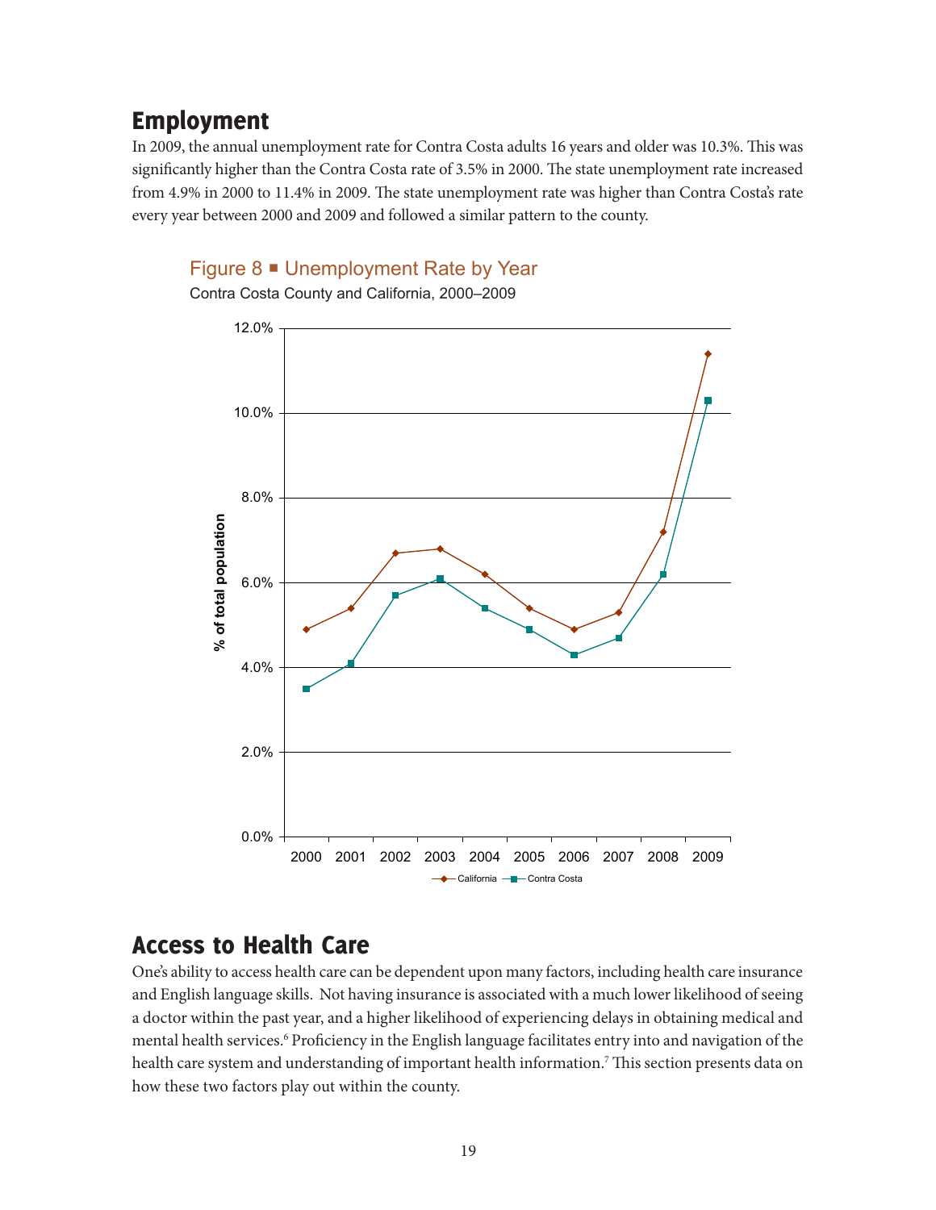## Employment

In 2009, the annual unemployment rate for Contra Costa adults 16 years and older was 10.3%. This was significantly higher than the Contra Costa rate of 3.5% in 2000. The state unemployment rate increased from 4.9% in 2000 to 11.4% in 2009. The state unemployment rate was higher than Contra Costa's rate every year between 2000 and 2009 and followed a similar pattern to the county.

### Figure 8 ■ Unemployment Rate by Year

Contra Costa County and California, 2000–2009

| Year | California | Contra Costa |
|---|---|---|
| 2000 | 4.9% | 3.5% |
| 2001 | 5.4% | 4.1% |
| 2002 | 6.7% | 5.7% |
| 2003 | 6.8% | 6.1% |
| 2004 | 6.2% | 5.4% |
| 2005 | 5.4% | 4.9% |
| 2006 | 4.9% | 4.3% |
| 2007 | 5.3% | 4.7% |
| 2008 | 7.2% | 6.2% |
| 2009 | 11.4% | 10.3% |

## Access to Health Care

One's ability to access health care can be dependent upon many factors, including health care insurance and English language skills. Not having insurance is associated with a much lower likelihood of seeing a doctor within the past year, and a higher likelihood of experiencing delays in obtaining medical and mental health services.[6] Proficiency in the English language facilitates entry into and navigation of the health care system and understanding of important health information.[7] This section presents data on how these two factors play out within the county.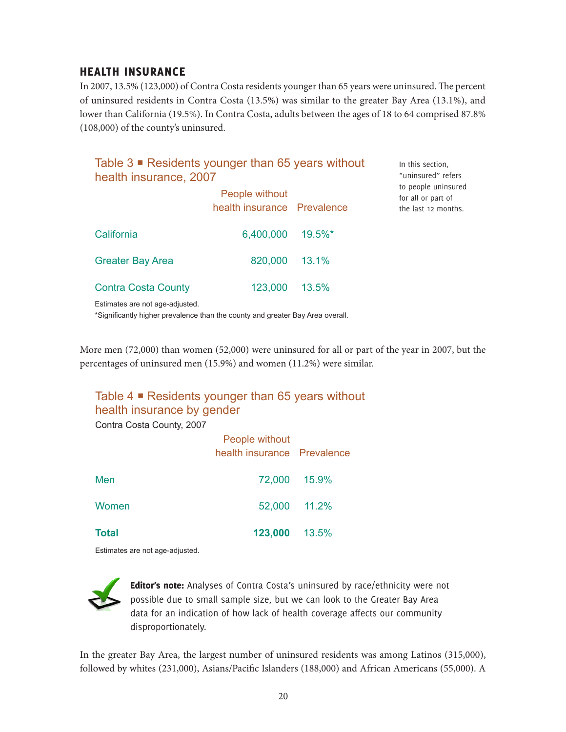## HEALTH INSURANCE

In 2007, 13.5% (123,000) of Contra Costa residents younger than 65 years were uninsured. The percent of uninsured residents in Contra Costa (13.5%) was similar to the greater Bay Area (13.1%), and lower than California (19.5%). In Contra Costa, adults between the ages of 18 to 64 comprised 87.8% (108,000) of the county's uninsured.

In this section, "uninsured" refers to people uninsured for all or part of the last 12 months.

**Table 3 ■ Residents younger than 65 years without health insurance, 2007**

| | People without health insurance | Prevalence |
|---|---|---|
| California | 6,400,000 | 19.5%* |
| Greater Bay Area | 820,000 | 13.1% |
| Contra Costa County | 123,000 | 13.5% |

Estimates are not age-adjusted.
*Significantly higher prevalence than the county and greater Bay Area overall.

More men (72,000) than women (52,000) were uninsured for all or part of the year in 2007, but the percentages of uninsured men (15.9%) and women (11.2%) were similar.

**Table 4 ■ Residents younger than 65 years without health insurance by gender**

Contra Costa County, 2007

| | People without health insurance | Prevalence |
|---|---|---|
| Men | 72,000 | 15.9% |
| Women | 52,000 | 11.2% |
| **Total** | **123,000** | 13.5% |

Estimates are not age-adjusted.

**Editor's note:** Analyses of Contra Costa's uninsured by race/ethnicity were not possible due to small sample size, but we can look to the Greater Bay Area data for an indication of how lack of health coverage affects our community disproportionately.

In the greater Bay Area, the largest number of uninsured residents was among Latinos (315,000), followed by whites (231,000), Asians/Pacific Islanders (188,000) and African Americans (55,000). A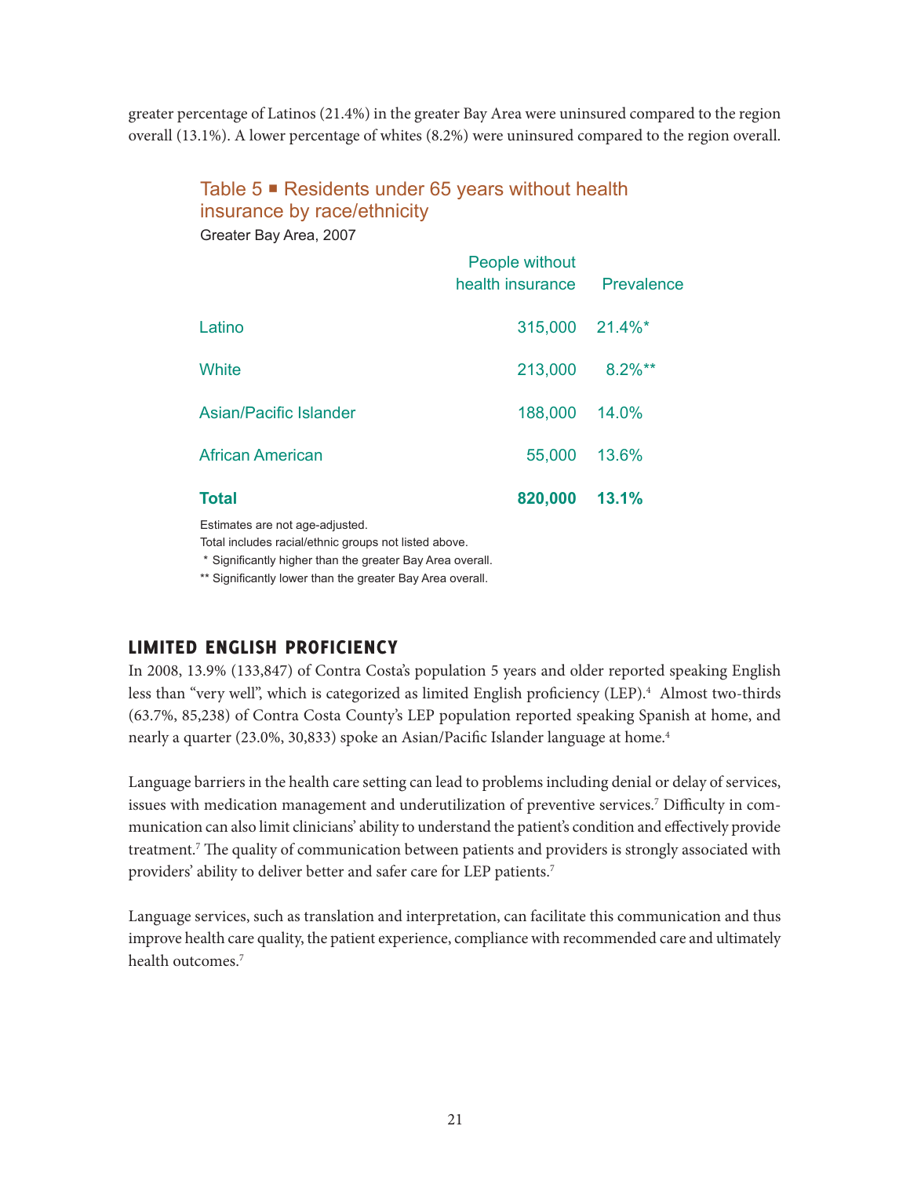greater percentage of Latinos (21.4%) in the greater Bay Area were uninsured compared to the region overall (13.1%). A lower percentage of whites (8.2%) were uninsured compared to the region overall.

### Table 5 ■ Residents under 65 years without health insurance by race/ethnicity

Greater Bay Area, 2007

| | People without health insurance | Prevalence |
|---|---|---|
| Latino | 315,000 | 21.4%* |
| White | 213,000 | 8.2%** |
| Asian/Pacific Islander | 188,000 | 14.0% |
| African American | 55,000 | 13.6% |
| **Total** | **820,000** | **13.1%** |

Estimates are not age-adjusted.
Total includes racial/ethnic groups not listed above.
\* Significantly higher than the greater Bay Area overall.
** Significantly lower than the greater Bay Area overall.

## LIMITED ENGLISH PROFICIENCY

In 2008, 13.9% (133,847) of Contra Costa's population 5 years and older reported speaking English less than "very well", which is categorized as limited English proficiency (LEP).[4] Almost two-thirds (63.7%, 85,238) of Contra Costa County's LEP population reported speaking Spanish at home, and nearly a quarter (23.0%, 30,833) spoke an Asian/Pacific Islander language at home.[4]

Language barriers in the health care setting can lead to problems including denial or delay of services, issues with medication management and underutilization of preventive services.[7] Difficulty in communication can also limit clinicians' ability to understand the patient's condition and effectively provide treatment.[7] The quality of communication between patients and providers is strongly associated with providers' ability to deliver better and safer care for LEP patients.[7]

Language services, such as translation and interpretation, can facilitate this communication and thus improve health care quality, the patient experience, compliance with recommended care and ultimately health outcomes.[7]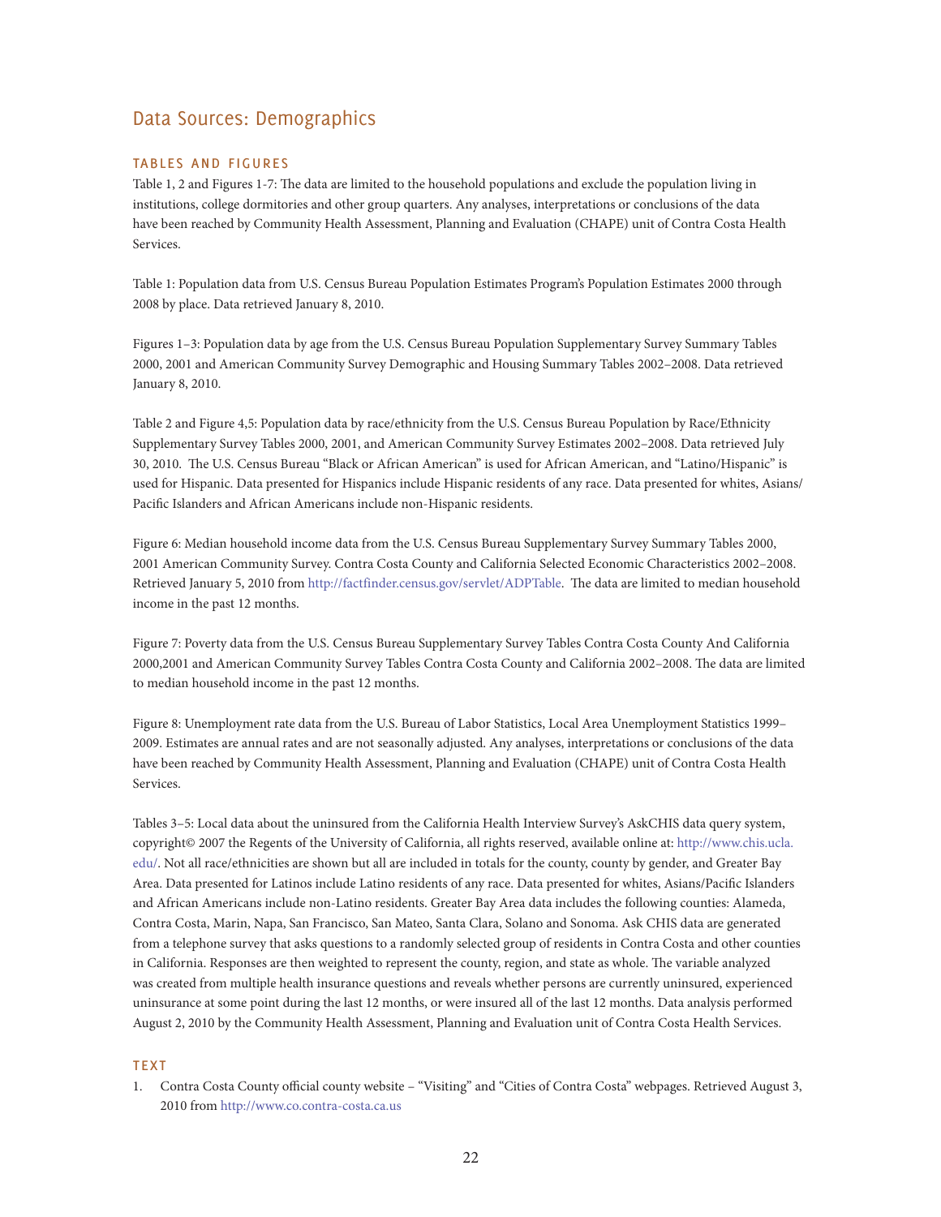## Data Sources: Demographics

### TABLES AND FIGURES

Table 1, 2 and Figures 1-7: The data are limited to the household populations and exclude the population living in institutions, college dormitories and other group quarters. Any analyses, interpretations or conclusions of the data have been reached by Community Health Assessment, Planning and Evaluation (CHAPE) unit of Contra Costa Health Services.

Table 1: Population data from U.S. Census Bureau Population Estimates Program's Population Estimates 2000 through 2008 by place. Data retrieved January 8, 2010.

Figures 1–3: Population data by age from the U.S. Census Bureau Population Supplementary Survey Summary Tables 2000, 2001 and American Community Survey Demographic and Housing Summary Tables 2002–2008. Data retrieved January 8, 2010.

Table 2 and Figure 4,5: Population data by race/ethnicity from the U.S. Census Bureau Population by Race/Ethnicity Supplementary Survey Tables 2000, 2001, and American Community Survey Estimates 2002–2008. Data retrieved July 30, 2010. The U.S. Census Bureau "Black or African American" is used for African American, and "Latino/Hispanic" is used for Hispanic. Data presented for Hispanics include Hispanic residents of any race. Data presented for whites, Asians/ Pacific Islanders and African Americans include non-Hispanic residents.

Figure 6: Median household income data from the U.S. Census Bureau Supplementary Survey Summary Tables 2000, 2001 American Community Survey. Contra Costa County and California Selected Economic Characteristics 2002–2008. Retrieved January 5, 2010 from http://factfinder.census.gov/servlet/ADPTable. The data are limited to median household income in the past 12 months.

Figure 7: Poverty data from the U.S. Census Bureau Supplementary Survey Tables Contra Costa County And California 2000,2001 and American Community Survey Tables Contra Costa County and California 2002–2008. The data are limited to median household income in the past 12 months.

Figure 8: Unemployment rate data from the U.S. Bureau of Labor Statistics, Local Area Unemployment Statistics 1999–2009. Estimates are annual rates and are not seasonally adjusted. Any analyses, interpretations or conclusions of the data have been reached by Community Health Assessment, Planning and Evaluation (CHAPE) unit of Contra Costa Health Services.

Tables 3–5: Local data about the uninsured from the California Health Interview Survey's AskCHIS data query system, copyright© 2007 the Regents of the University of California, all rights reserved, available online at: http://www.chis.ucla.edu/. Not all race/ethnicities are shown but all are included in totals for the county, county by gender, and Greater Bay Area. Data presented for Latinos include Latino residents of any race. Data presented for whites, Asians/Pacific Islanders and African Americans include non-Latino residents. Greater Bay Area data includes the following counties: Alameda, Contra Costa, Marin, Napa, San Francisco, San Mateo, Santa Clara, Solano and Sonoma. Ask CHIS data are generated from a telephone survey that asks questions to a randomly selected group of residents in Contra Costa and other counties in California. Responses are then weighted to represent the county, region, and state as whole. The variable analyzed was created from multiple health insurance questions and reveals whether persons are currently uninsured, experienced uninsurance at some point during the last 12 months, or were insured all of the last 12 months. Data analysis performed August 2, 2010 by the Community Health Assessment, Planning and Evaluation unit of Contra Costa Health Services.

### TEXT

1. Contra Costa County official county website – "Visiting" and "Cities of Contra Costa" webpages. Retrieved August 3, 2010 from http://www.co.contra-costa.ca.us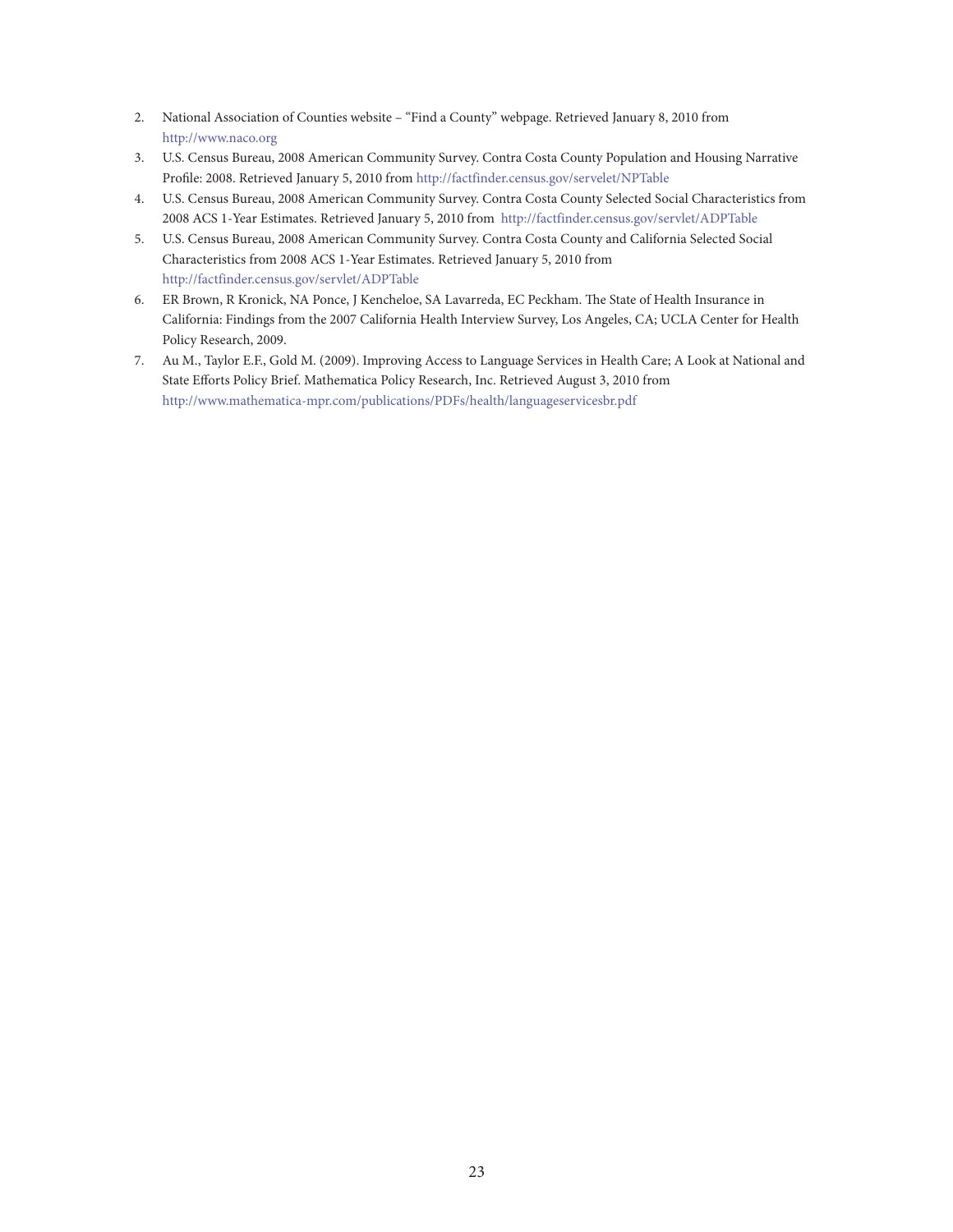2. National Association of Counties website – “Find a County” webpage. Retrieved January 8, 2010 from http://www.naco.org
3. U.S. Census Bureau, 2008 American Community Survey. Contra Costa County Population and Housing Narrative Profile: 2008. Retrieved January 5, 2010 from http://factfinder.census.gov/servelet/NPTable
4. U.S. Census Bureau, 2008 American Community Survey. Contra Costa County Selected Social Characteristics from 2008 ACS 1-Year Estimates. Retrieved January 5, 2010 from http://factfinder.census.gov/servlet/ADPTable
5. U.S. Census Bureau, 2008 American Community Survey. Contra Costa County and California Selected Social Characteristics from 2008 ACS 1-Year Estimates. Retrieved January 5, 2010 from http://factfinder.census.gov/servlet/ADPTable
6. ER Brown, R Kronick, NA Ponce, J Kencheloe, SA Lavarreda, EC Peckham. The State of Health Insurance in California: Findings from the 2007 California Health Interview Survey, Los Angeles, CA; UCLA Center for Health Policy Research, 2009.
7. Au M., Taylor E.F., Gold M. (2009). Improving Access to Language Services in Health Care; A Look at National and State Efforts Policy Brief. Mathematica Policy Research, Inc. Retrieved August 3, 2010 from http://www.mathematica-mpr.com/publications/PDFs/health/languageservicesbr.pdf